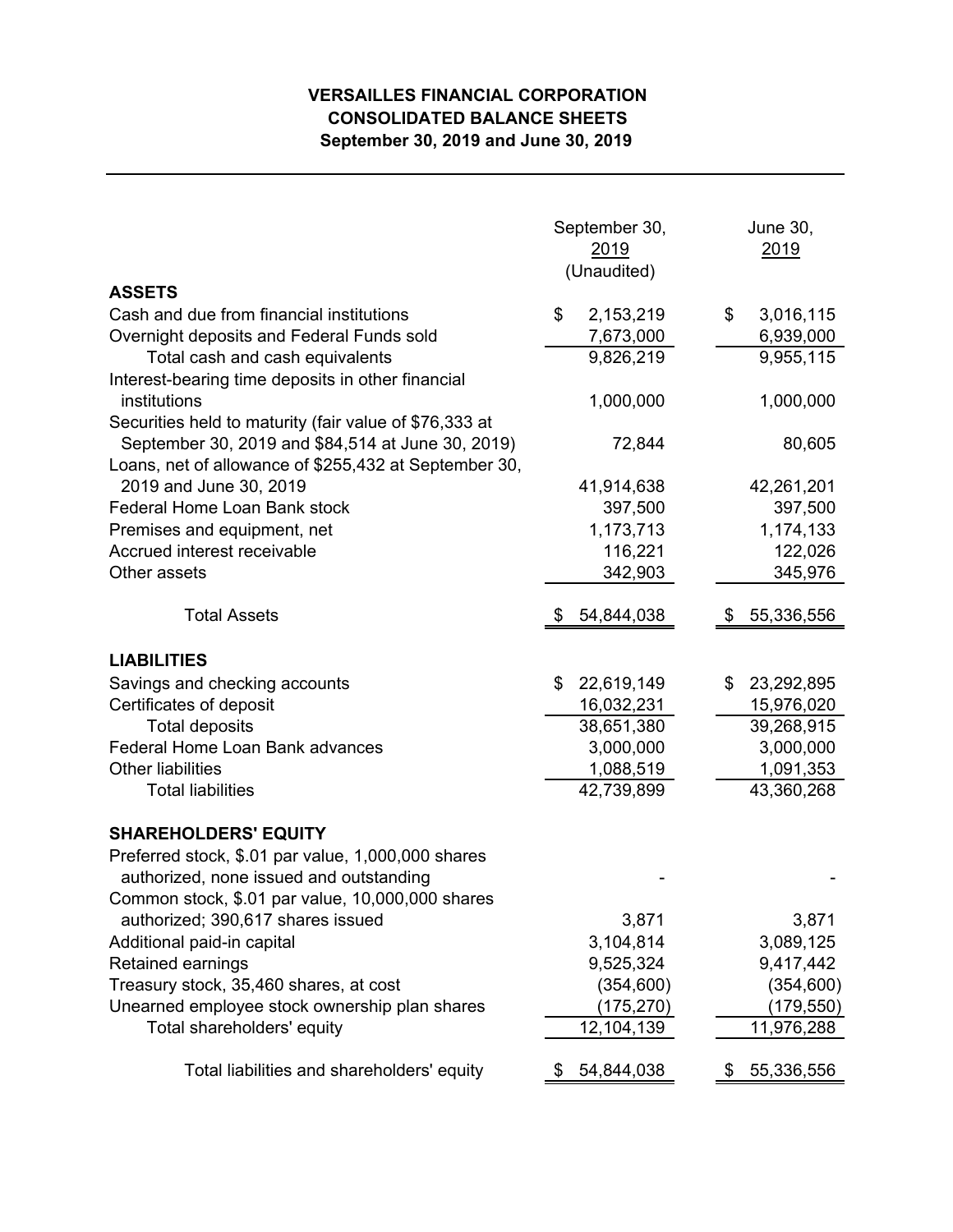**VERSAILLES FINANCIAL CORPORATION**
**CONSOLIDATED BALANCE SHEETS**
**September 30, 2019 and June 30, 2019**

| | September 30, 2019 (Unaudited) | June 30, 2019 |
|---|---|---|
| **ASSETS** | | |
| Cash and due from financial institutions | $ 2,153,219 | $ 3,016,115 |
| Overnight deposits and Federal Funds sold | 7,673,000 | 6,939,000 |
| Total cash and cash equivalents | 9,826,219 | 9,955,115 |
| Interest-bearing time deposits in other financial institutions | 1,000,000 | 1,000,000 |
| Securities held to maturity (fair value of $76,333 at September 30, 2019 and $84,514 at June 30, 2019) | 72,844 | 80,605 |
| Loans, net of allowance of $255,432 at September 30, 2019 and June 30, 2019 | 41,914,638 | 42,261,201 |
| Federal Home Loan Bank stock | 397,500 | 397,500 |
| Premises and equipment, net | 1,173,713 | 1,174,133 |
| Accrued interest receivable | 116,221 | 122,026 |
| Other assets | 342,903 | 345,976 |
| Total Assets | $ 54,844,038 | $ 55,336,556 |
| **LIABILITIES** | | |
| Savings and checking accounts | $ 22,619,149 | $ 23,292,895 |
| Certificates of deposit | 16,032,231 | 15,976,020 |
| Total deposits | 38,651,380 | 39,268,915 |
| Federal Home Loan Bank advances | 3,000,000 | 3,000,000 |
| Other liabilities | 1,088,519 | 1,091,353 |
| Total liabilities | 42,739,899 | 43,360,268 |
| **SHAREHOLDERS' EQUITY** | | |
| Preferred stock, $.01 par value, 1,000,000 shares authorized, none issued and outstanding | - | - |
| Common stock, $.01 par value, 10,000,000 shares authorized; 390,617 shares issued | 3,871 | 3,871 |
| Additional paid-in capital | 3,104,814 | 3,089,125 |
| Retained earnings | 9,525,324 | 9,417,442 |
| Treasury stock, 35,460 shares, at cost | (354,600) | (354,600) |
| Unearned employee stock ownership plan shares | (175,270) | (179,550) |
| Total shareholders' equity | 12,104,139 | 11,976,288 |
| Total liabilities and shareholders' equity | $ 54,844,038 | $ 55,336,556 |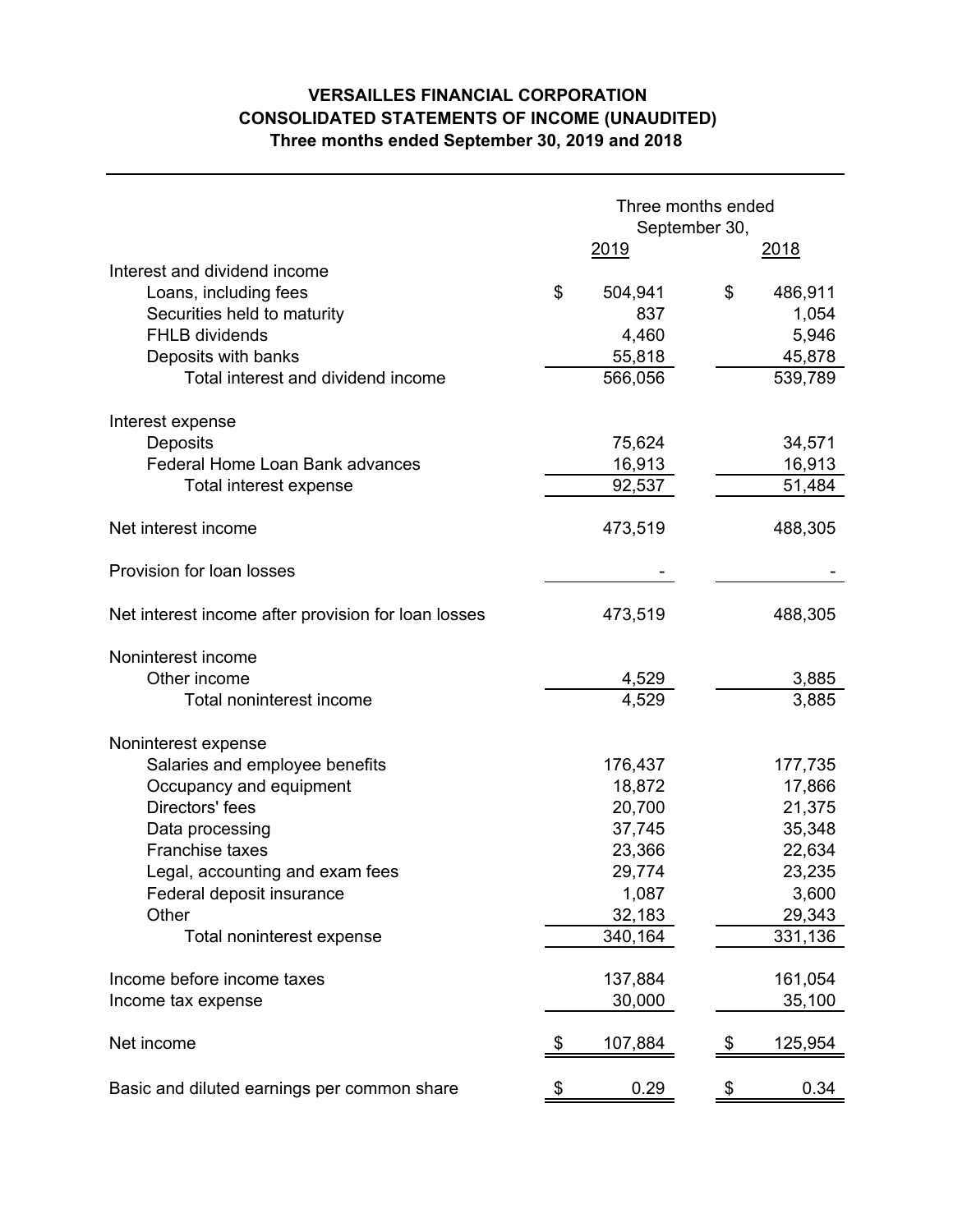**VERSAILLES FINANCIAL CORPORATION**
**CONSOLIDATED STATEMENTS OF INCOME (UNAUDITED)**
**Three months ended September 30, 2019 and 2018**

| | Three months ended September 30, 2019 | Three months ended September 30, 2018 |
|---|---|---|
| Interest and dividend income | | |
| Loans, including fees | $ 504,941 | $ 486,911 |
| Securities held to maturity | 837 | 1,054 |
| FHLB dividends | 4,460 | 5,946 |
| Deposits with banks | 55,818 | 45,878 |
| Total interest and dividend income | 566,056 | 539,789 |
| | | |
| Interest expense | | |
| Deposits | 75,624 | 34,571 |
| Federal Home Loan Bank advances | 16,913 | 16,913 |
| Total interest expense | 92,537 | 51,484 |
| | | |
| Net interest income | 473,519 | 488,305 |
| | | |
| Provision for loan losses | - | - |
| | | |
| Net interest income after provision for loan losses | 473,519 | 488,305 |
| | | |
| Noninterest income | | |
| Other income | 4,529 | 3,885 |
| Total noninterest income | 4,529 | 3,885 |
| | | |
| Noninterest expense | | |
| Salaries and employee benefits | 176,437 | 177,735 |
| Occupancy and equipment | 18,872 | 17,866 |
| Directors' fees | 20,700 | 21,375 |
| Data processing | 37,745 | 35,348 |
| Franchise taxes | 23,366 | 22,634 |
| Legal, accounting and exam fees | 29,774 | 23,235 |
| Federal deposit insurance | 1,087 | 3,600 |
| Other | 32,183 | 29,343 |
| Total noninterest expense | 340,164 | 331,136 |
| | | |
| Income before income taxes | 137,884 | 161,054 |
| Income tax expense | 30,000 | 35,100 |
| | | |
| Net income | $ 107,884 | $ 125,954 |
| | | |
| Basic and diluted earnings per common share | $ 0.29 | $ 0.34 |